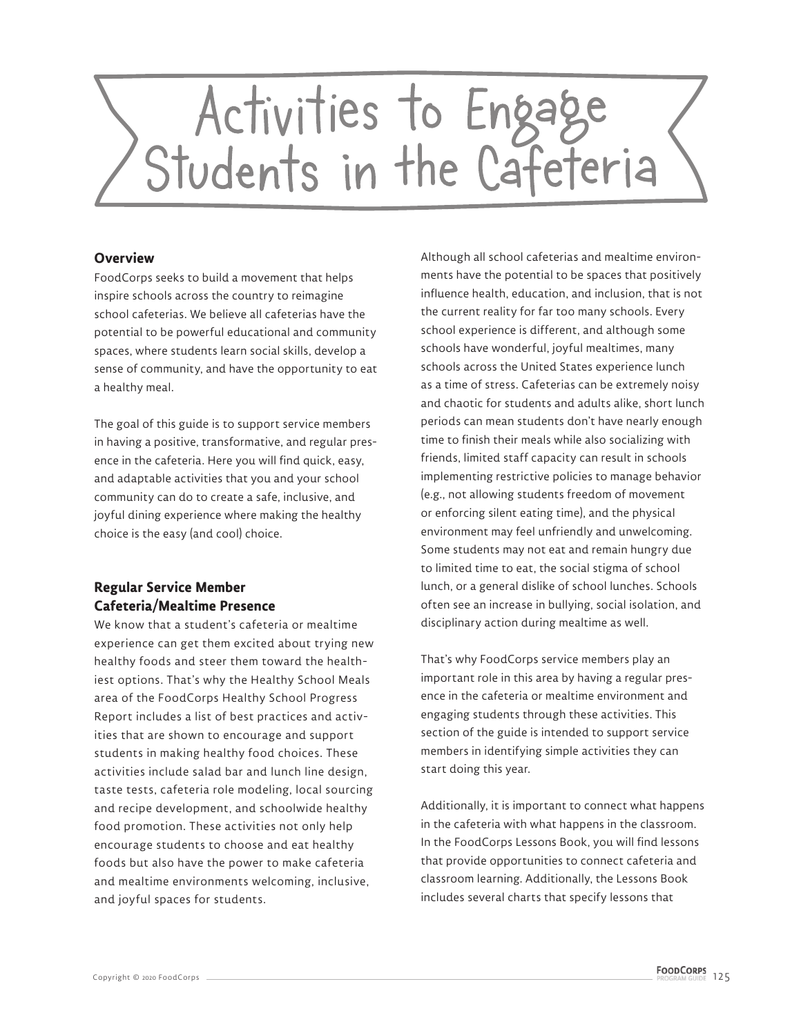# Activities to Engage Students in the Cafeteria

## Overview

FoodCorps seeks to build a movement that helps inspire schools across the country to reimagine school cafeterias. We believe all cafeterias have the potential to be powerful educational and community spaces, where students learn social skills, develop a sense of community, and have the opportunity to eat a healthy meal.

The goal of this guide is to support service members in having a positive, transformative, and regular presence in the cafeteria. Here you will find quick, easy, and adaptable activities that you and your school community can do to create a safe, inclusive, and joyful dining experience where making the healthy choice is the easy (and cool) choice.

## Regular Service Member Cafeteria/Mealtime Presence

We know that a student's cafeteria or mealtime experience can get them excited about trying new healthy foods and steer them toward the healthiest options. That's why the Healthy School Meals area of the FoodCorps Healthy School Progress Report includes a list of best practices and activities that are shown to encourage and support students in making healthy food choices. These activities include salad bar and lunch line design, taste tests, cafeteria role modeling, local sourcing and recipe development, and schoolwide healthy food promotion. These activities not only help encourage students to choose and eat healthy foods but also have the power to make cafeteria and mealtime environments welcoming, inclusive, and joyful spaces for students.

Although all school cafeterias and mealtime environments have the potential to be spaces that positively influence health, education, and inclusion, that is not the current reality for far too many schools. Every school experience is different, and although some schools have wonderful, joyful mealtimes, many schools across the United States experience lunch as a time of stress. Cafeterias can be extremely noisy and chaotic for students and adults alike, short lunch periods can mean students don't have nearly enough time to finish their meals while also socializing with friends, limited staff capacity can result in schools implementing restrictive policies to manage behavior (e.g., not allowing students freedom of movement or enforcing silent eating time), and the physical environment may feel unfriendly and unwelcoming. Some students may not eat and remain hungry due to limited time to eat, the social stigma of school lunch, or a general dislike of school lunches. Schools often see an increase in bullying, social isolation, and disciplinary action during mealtime as well.

That's why FoodCorps service members play an important role in this area by having a regular presence in the cafeteria or mealtime environment and engaging students through these activities. This section of the guide is intended to support service members in identifying simple activities they can start doing this year.

Additionally, it is important to connect what happens in the cafeteria with what happens in the classroom. In the FoodCorps Lessons Book, you will find lessons that provide opportunities to connect cafeteria and classroom learning. Additionally, the Lessons Book includes several charts that specify lessons that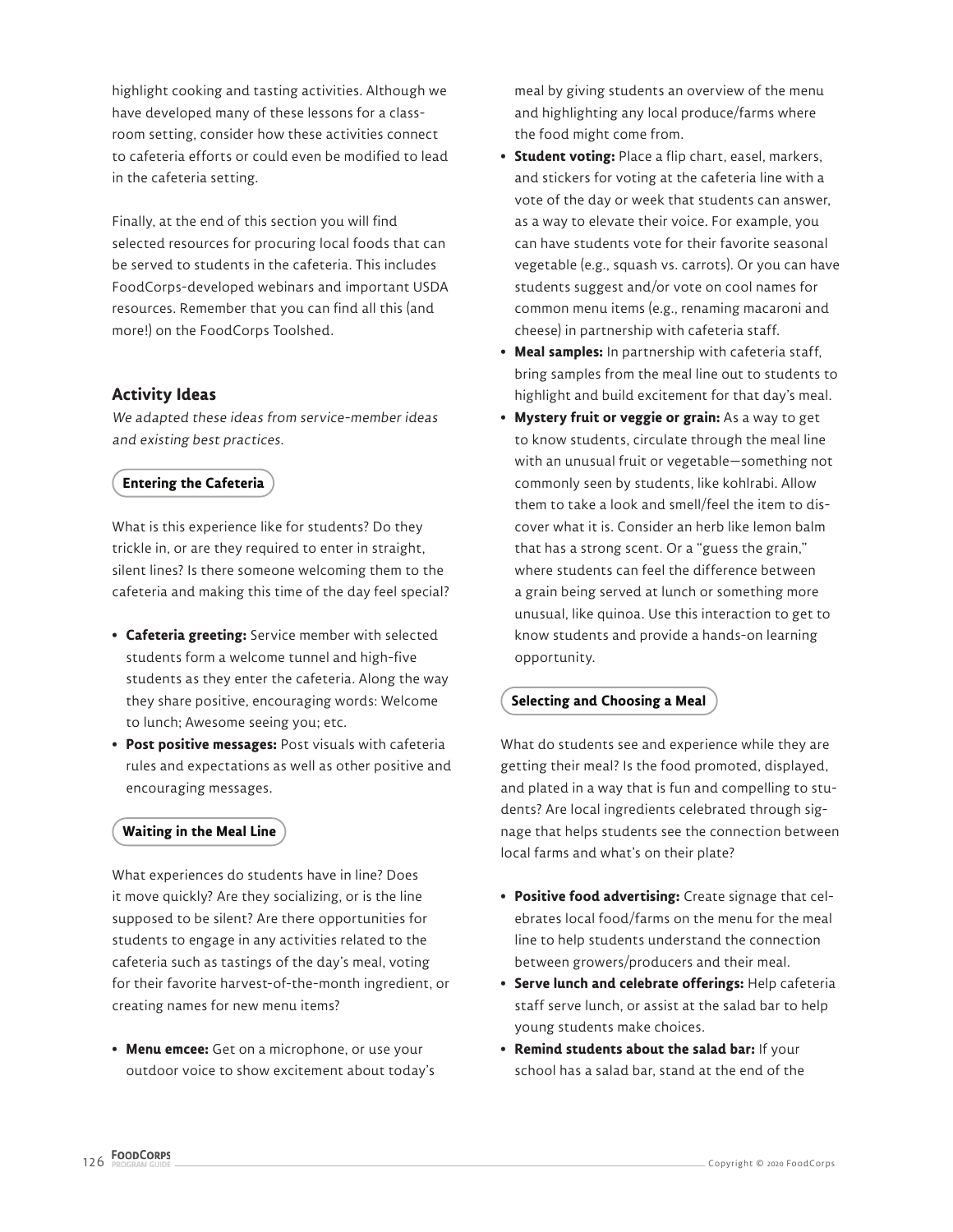highlight cooking and tasting activities. Although we have developed many of these lessons for a classroom setting, consider how these activities connect to cafeteria efforts or could even be modified to lead in the cafeteria setting.

Finally, at the end of this section you will find selected resources for procuring local foods that can be served to students in the cafeteria. This includes FoodCorps-developed webinars and important USDA resources. Remember that you can find all this (and more!) on the FoodCorps Toolshed.

### Activity Ideas

*We adapted these ideas from service-member ideas and existing best practices.*

#### Entering the Cafeteria

What is this experience like for students? Do they trickle in, or are they required to enter in straight, silent lines? Is there someone welcoming them to the cafeteria and making this time of the day feel special?

- **Cafeteria greeting:** Service member with selected students form a welcome tunnel and high-five students as they enter the cafeteria. Along the way they share positive, encouraging words: Welcome to lunch; Awesome seeing you; etc.
- **Post positive messages:** Post visuals with cafeteria rules and expectations as well as other positive and encouraging messages.

#### Waiting in the Meal Line

What experiences do students have in line? Does it move quickly? Are they socializing, or is the line supposed to be silent? Are there opportunities for students to engage in any activities related to the cafeteria such as tastings of the day's meal, voting for their favorite harvest-of-the-month ingredient, or creating names for new menu items?

- **Menu emcee:** Get on a microphone, or use your outdoor voice to show excitement about today's meal by giving students an overview of the menu and highlighting any local produce/farms where the food might come from.
- **Student voting:** Place a flip chart, easel, markers, and stickers for voting at the cafeteria line with a vote of the day or week that students can answer, as a way to elevate their voice. For example, you can have students vote for their favorite seasonal vegetable (e.g., squash vs. carrots). Or you can have students suggest and/or vote on cool names for common menu items (e.g., renaming macaroni and cheese) in partnership with cafeteria staff.
- **Meal samples:** In partnership with cafeteria staff, bring samples from the meal line out to students to highlight and build excitement for that day's meal.
- **Mystery fruit or veggie or grain:** As a way to get to know students, circulate through the meal line with an unusual fruit or vegetable—something not commonly seen by students, like kohlrabi. Allow them to take a look and smell/feel the item to discover what it is. Consider an herb like lemon balm that has a strong scent. Or a "guess the grain," where students can feel the difference between a grain being served at lunch or something more unusual, like quinoa. Use this interaction to get to know students and provide a hands-on learning opportunity.

#### Selecting and Choosing a Meal

What do students see and experience while they are getting their meal? Is the food promoted, displayed, and plated in a way that is fun and compelling to students? Are local ingredients celebrated through signage that helps students see the connection between local farms and what's on their plate?

- **Positive food advertising:** Create signage that celebrates local food/farms on the menu for the meal line to help students understand the connection between growers/producers and their meal.
- **Serve lunch and celebrate offerings:** Help cafeteria staff serve lunch, or assist at the salad bar to help young students make choices.
- **Remind students about the salad bar:** If your school has a salad bar, stand at the end of the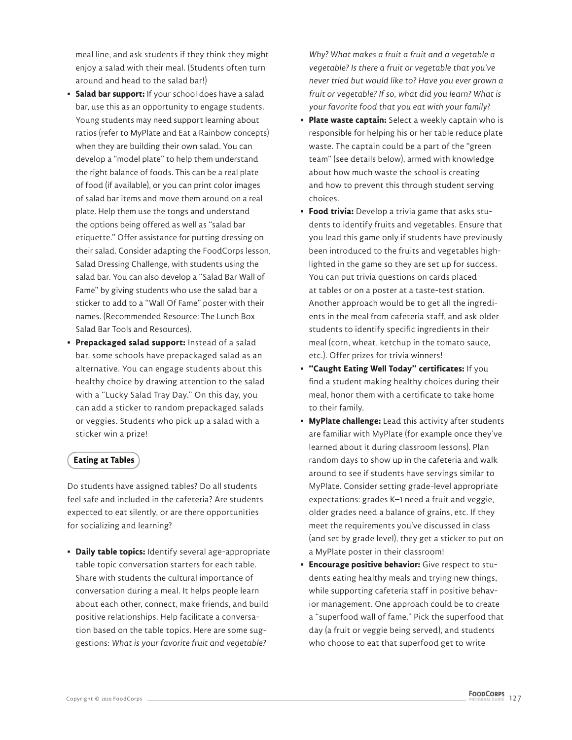meal line, and ask students if they think they might enjoy a salad with their meal. (Students often turn around and head to the salad bar!)

- **Salad bar support:** If your school does have a salad bar, use this as an opportunity to engage students. Young students may need support learning about ratios (refer to MyPlate and Eat a Rainbow concepts) when they are building their own salad. You can develop a "model plate" to help them understand the right balance of foods. This can be a real plate of food (if available), or you can print color images of salad bar items and move them around on a real plate. Help them use the tongs and understand the options being offered as well as "salad bar etiquette." Offer assistance for putting dressing on their salad. Consider adapting the FoodCorps lesson, Salad Dressing Challenge, with students using the salad bar. You can also develop a "Salad Bar Wall of Fame" by giving students who use the salad bar a sticker to add to a "Wall Of Fame" poster with their names. (Recommended Resource: The Lunch Box Salad Bar Tools and Resources).
- **Prepackaged salad support:** Instead of a salad bar, some schools have prepackaged salad as an alternative. You can engage students about this healthy choice by drawing attention to the salad with a "Lucky Salad Tray Day." On this day, you can add a sticker to random prepackaged salads or veggies. Students who pick up a salad with a sticker win a prize!

### Eating at Tables

Do students have assigned tables? Do all students feel safe and included in the cafeteria? Are students expected to eat silently, or are there opportunities for socializing and learning?

- **Daily table topics:** Identify several age-appropriate table topic conversation starters for each table. Share with students the cultural importance of conversation during a meal. It helps people learn about each other, connect, make friends, and build positive relationships. Help facilitate a conversation based on the table topics. Here are some suggestions: *What is your favorite fruit and vegetable? Why? What makes a fruit a fruit and a vegetable a vegetable? Is there a fruit or vegetable that you've never tried but would like to? Have you ever grown a fruit or vegetable? If so, what did you learn? What is your favorite food that you eat with your family?*
- **Plate waste captain:** Select a weekly captain who is responsible for helping his or her table reduce plate waste. The captain could be a part of the "green team" (see details below), armed with knowledge about how much waste the school is creating and how to prevent this through student serving choices.
- **Food trivia:** Develop a trivia game that asks students to identify fruits and vegetables. Ensure that you lead this game only if students have previously been introduced to the fruits and vegetables highlighted in the game so they are set up for success. You can put trivia questions on cards placed at tables or on a poster at a taste-test station. Another approach would be to get all the ingredients in the meal from cafeteria staff, and ask older students to identify specific ingredients in their meal (corn, wheat, ketchup in the tomato sauce, etc.). Offer prizes for trivia winners!
- **"Caught Eating Well Today" certificates:** If you find a student making healthy choices during their meal, honor them with a certificate to take home to their family.
- **MyPlate challenge:** Lead this activity after students are familiar with MyPlate (for example once they've learned about it during classroom lessons). Plan random days to show up in the cafeteria and walk around to see if students have servings similar to MyPlate. Consider setting grade-level appropriate expectations: grades K–1 need a fruit and veggie, older grades need a balance of grains, etc. If they meet the requirements you've discussed in class (and set by grade level), they get a sticker to put on a MyPlate poster in their classroom!
- **Encourage positive behavior:** Give respect to students eating healthy meals and trying new things, while supporting cafeteria staff in positive behavior management. One approach could be to create a "superfood wall of fame." Pick the superfood that day (a fruit or veggie being served), and students who choose to eat that superfood get to write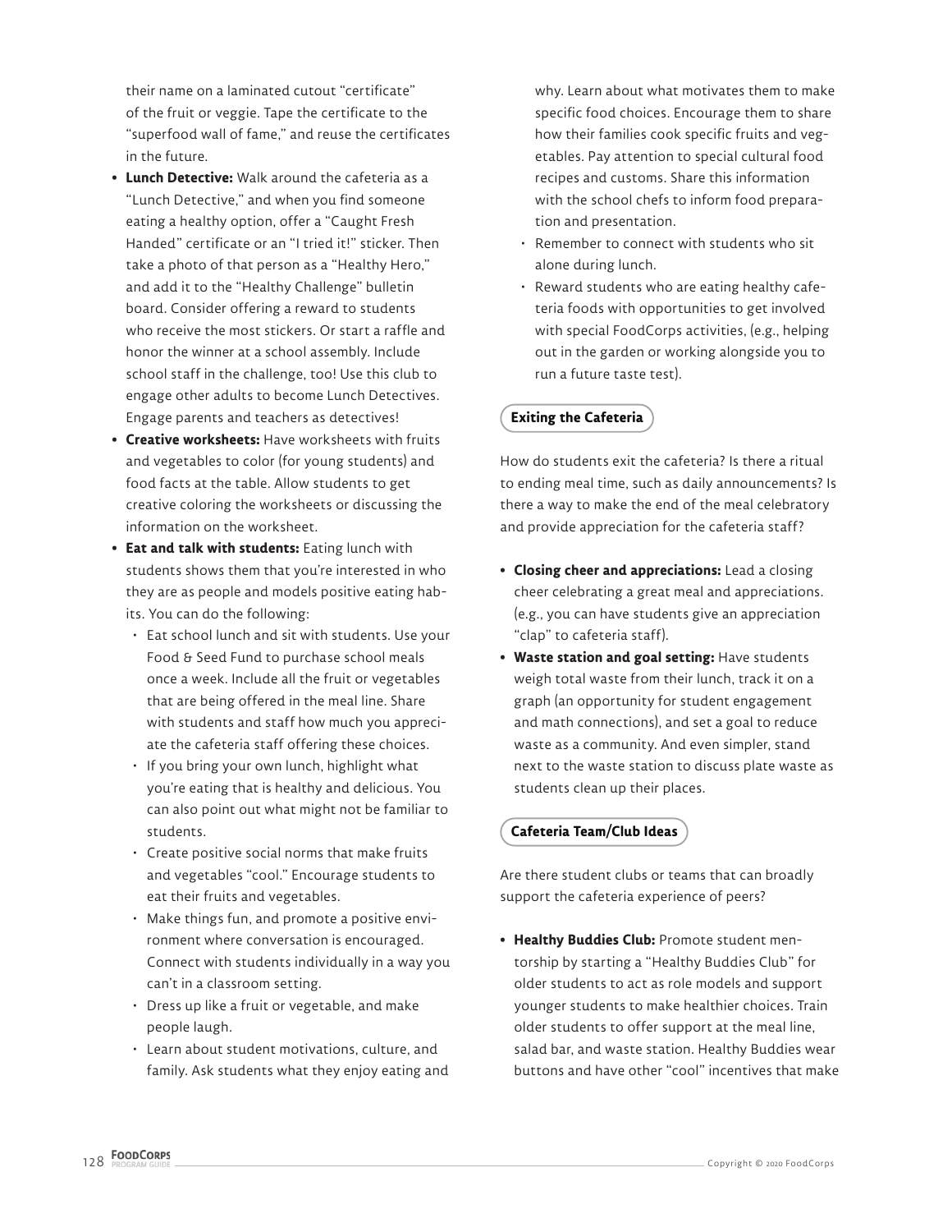their name on a laminated cutout "certificate" of the fruit or veggie. Tape the certificate to the "superfood wall of fame," and reuse the certificates in the future.

- **Lunch Detective:** Walk around the cafeteria as a "Lunch Detective," and when you find someone eating a healthy option, offer a "Caught Fresh Handed" certificate or an "I tried it!" sticker. Then take a photo of that person as a "Healthy Hero," and add it to the "Healthy Challenge" bulletin board. Consider offering a reward to students who receive the most stickers. Or start a raffle and honor the winner at a school assembly. Include school staff in the challenge, too! Use this club to engage other adults to become Lunch Detectives. Engage parents and teachers as detectives!
- **Creative worksheets:** Have worksheets with fruits and vegetables to color (for young students) and food facts at the table. Allow students to get creative coloring the worksheets or discussing the information on the worksheet.
- **Eat and talk with students:** Eating lunch with students shows them that you're interested in who they are as people and models positive eating habits. You can do the following:
  - Eat school lunch and sit with students. Use your Food & Seed Fund to purchase school meals once a week. Include all the fruit or vegetables that are being offered in the meal line. Share with students and staff how much you appreciate the cafeteria staff offering these choices.
  - If you bring your own lunch, highlight what you're eating that is healthy and delicious. You can also point out what might not be familiar to students.
  - Create positive social norms that make fruits and vegetables "cool." Encourage students to eat their fruits and vegetables.
  - Make things fun, and promote a positive environment where conversation is encouraged. Connect with students individually in a way you can't in a classroom setting.
  - Dress up like a fruit or vegetable, and make people laugh.
  - Learn about student motivations, culture, and family. Ask students what they enjoy eating and why. Learn about what motivates them to make specific food choices. Encourage them to share how their families cook specific fruits and vegetables. Pay attention to special cultural food recipes and customs. Share this information with the school chefs to inform food preparation and presentation.
  - Remember to connect with students who sit alone during lunch.
  - Reward students who are eating healthy cafeteria foods with opportunities to get involved with special FoodCorps activities, (e.g., helping out in the garden or working alongside you to run a future taste test).

### Exiting the Cafeteria

How do students exit the cafeteria? Is there a ritual to ending meal time, such as daily announcements? Is there a way to make the end of the meal celebratory and provide appreciation for the cafeteria staff?

- **Closing cheer and appreciations:** Lead a closing cheer celebrating a great meal and appreciations. (e.g., you can have students give an appreciation "clap" to cafeteria staff).
- **Waste station and goal setting:** Have students weigh total waste from their lunch, track it on a graph (an opportunity for student engagement and math connections), and set a goal to reduce waste as a community. And even simpler, stand next to the waste station to discuss plate waste as students clean up their places.

### Cafeteria Team/Club Ideas

Are there student clubs or teams that can broadly support the cafeteria experience of peers?

- **Healthy Buddies Club:** Promote student mentorship by starting a "Healthy Buddies Club" for older students to act as role models and support younger students to make healthier choices. Train older students to offer support at the meal line, salad bar, and waste station. Healthy Buddies wear buttons and have other "cool" incentives that make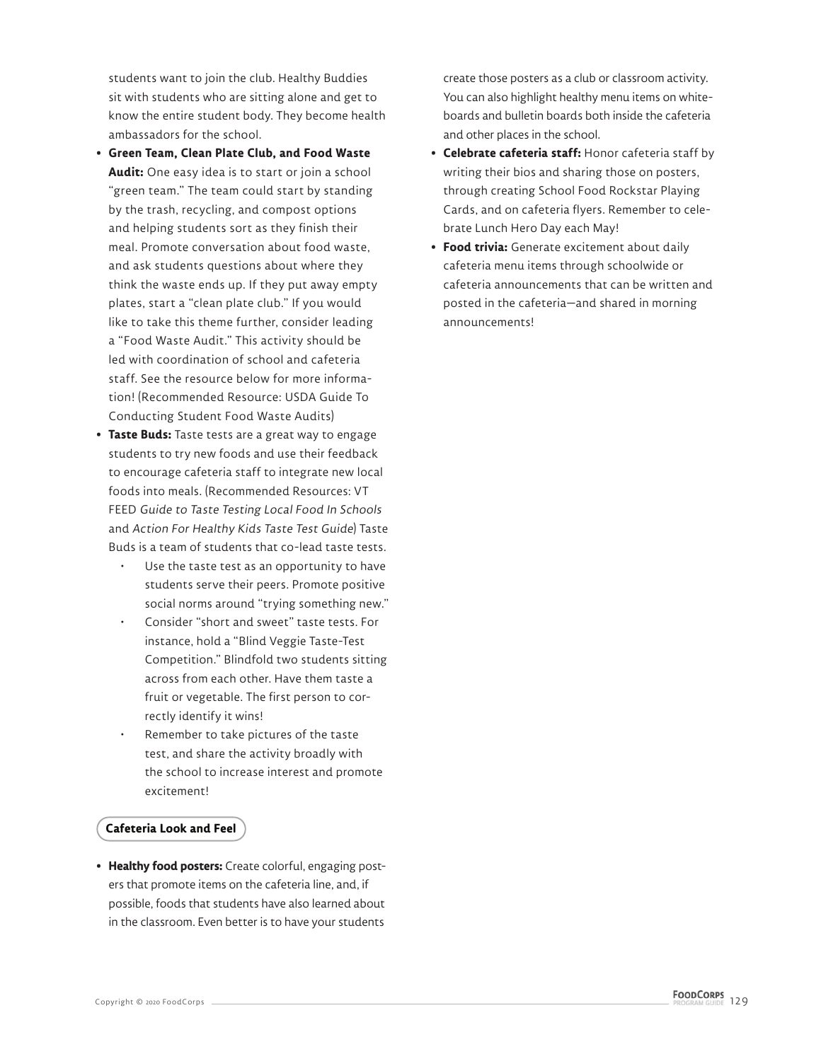students want to join the club. Healthy Buddies sit with students who are sitting alone and get to know the entire student body. They become health ambassadors for the school.

- **Green Team, Clean Plate Club, and Food Waste Audit:** One easy idea is to start or join a school "green team." The team could start by standing by the trash, recycling, and compost options and helping students sort as they finish their meal. Promote conversation about food waste, and ask students questions about where they think the waste ends up. If they put away empty plates, start a "clean plate club." If you would like to take this theme further, consider leading a "Food Waste Audit." This activity should be led with coordination of school and cafeteria staff. See the resource below for more information! (Recommended Resource: USDA Guide To Conducting Student Food Waste Audits)
- **Taste Buds:** Taste tests are a great way to engage students to try new foods and use their feedback to encourage cafeteria staff to integrate new local foods into meals. (Recommended Resources: VT FEED *Guide to Taste Testing Local Food In Schools* and *Action For Healthy Kids Taste Test Guide*) Taste Buds is a team of students that co-lead taste tests.
    - Use the taste test as an opportunity to have students serve their peers. Promote positive social norms around "trying something new."
    - Consider "short and sweet" taste tests. For instance, hold a "Blind Veggie Taste-Test Competition." Blindfold two students sitting across from each other. Have them taste a fruit or vegetable. The first person to correctly identify it wins!
    - Remember to take pictures of the taste test, and share the activity broadly with the school to increase interest and promote excitement!

### Cafeteria Look and Feel

- **Healthy food posters:** Create colorful, engaging posters that promote items on the cafeteria line, and, if possible, foods that students have also learned about in the classroom. Even better is to have your students create those posters as a club or classroom activity. You can also highlight healthy menu items on whiteboards and bulletin boards both inside the cafeteria and other places in the school.
- **Celebrate cafeteria staff:** Honor cafeteria staff by writing their bios and sharing those on posters, through creating School Food Rockstar Playing Cards, and on cafeteria flyers. Remember to celebrate Lunch Hero Day each May!
- **Food trivia:** Generate excitement about daily cafeteria menu items through schoolwide or cafeteria announcements that can be written and posted in the cafeteria—and shared in morning announcements!